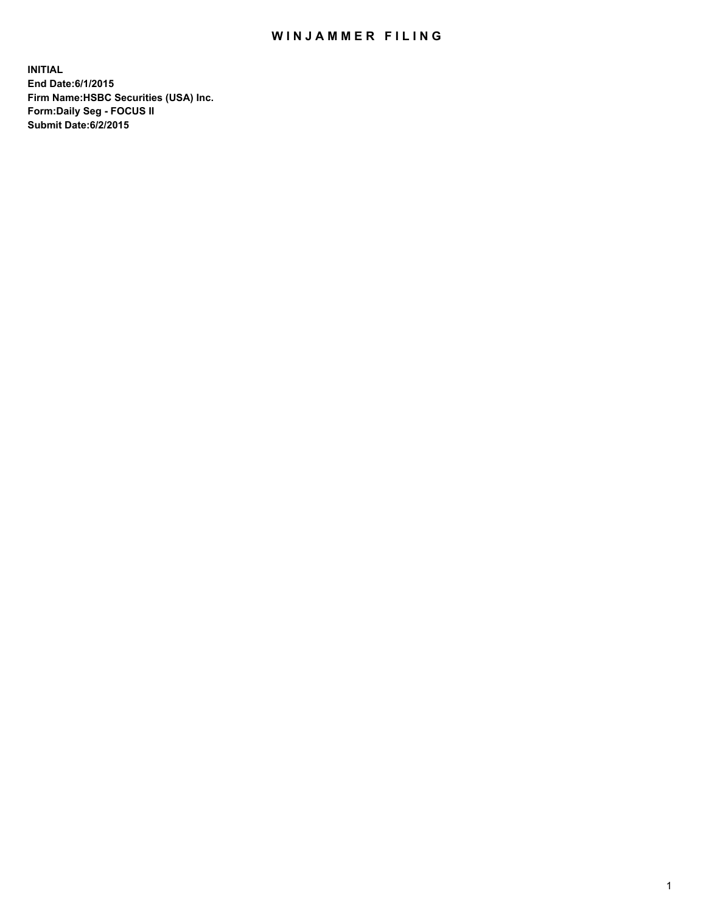# WINJAMMER FILING

**INITIAL**
**End Date:6/1/2015**
**Firm Name:HSBC Securities (USA) Inc.**
**Form:Daily Seg - FOCUS II**
**Submit Date:6/2/2015**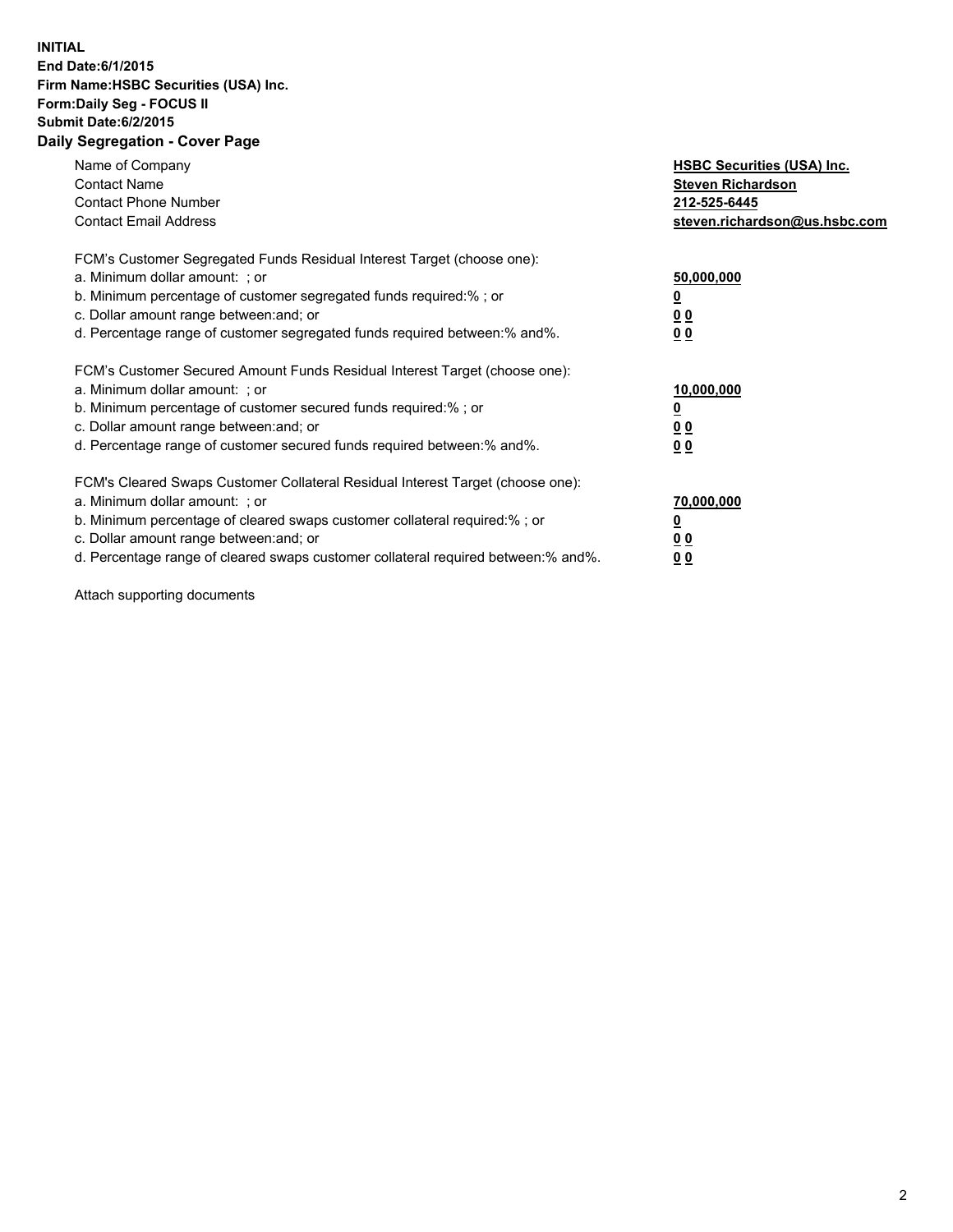**INITIAL**
**End Date:6/1/2015**
**Firm Name:HSBC Securities (USA) Inc.**
**Form:Daily Seg - FOCUS II**
**Submit Date:6/2/2015**

## Daily Segregation - Cover Page

| | |
|---|---|
| Name of Company | **HSBC Securities (USA) Inc.** |
| Contact Name | **Steven Richardson** |
| Contact Phone Number | **212-525-6445** |
| Contact Email Address | **steven.richardson@us.hsbc.com** |

FCM's Customer Segregated Funds Residual Interest Target (choose one):

| | |
|---|---|
| a. Minimum dollar amount: ; or | **50,000,000** |
| b. Minimum percentage of customer segregated funds required:% ; or | **0** |
| c. Dollar amount range between:and; or | **0 0** |
| d. Percentage range of customer segregated funds required between:% and%. | **0 0** |

FCM's Customer Secured Amount Funds Residual Interest Target (choose one):

| | |
|---|---|
| a. Minimum dollar amount: ; or | **10,000,000** |
| b. Minimum percentage of customer secured funds required:% ; or | **0** |
| c. Dollar amount range between:and; or | **0 0** |
| d. Percentage range of customer secured funds required between:% and%. | **0 0** |

FCM's Cleared Swaps Customer Collateral Residual Interest Target (choose one):

| | |
|---|---|
| a. Minimum dollar amount: ; or | **70,000,000** |
| b. Minimum percentage of cleared swaps customer collateral required:% ; or | **0** |
| c. Dollar amount range between:and; or | **0 0** |
| d. Percentage range of cleared swaps customer collateral required between:% and%. | **0 0** |

Attach supporting documents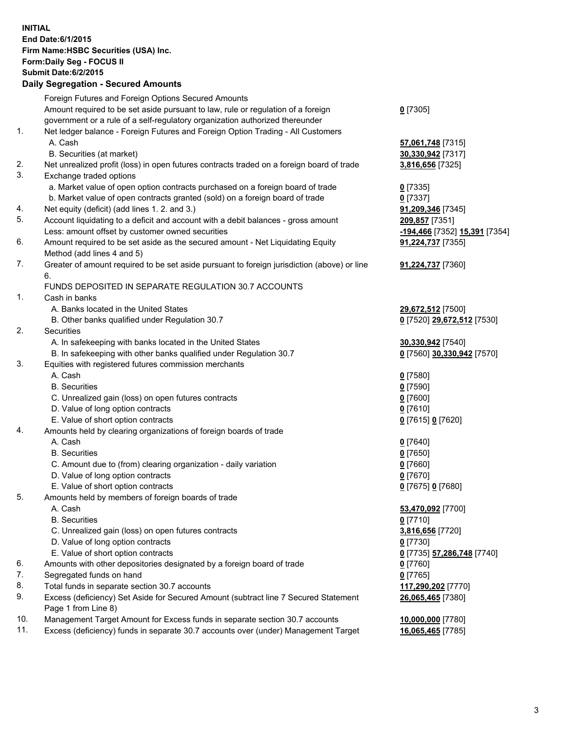**INITIAL**
**End Date:6/1/2015**
**Firm Name:HSBC Securities (USA) Inc.**
**Form:Daily Seg - FOCUS II**
**Submit Date:6/2/2015**

## Daily Segregation - Secured Amounts

| | | |
|---|---|---|
| | Foreign Futures and Foreign Options Secured Amounts | |
| | Amount required to be set aside pursuant to law, rule or regulation of a foreign government or a rule of a self-regulatory organization authorized thereunder | **0** [7305] |
| 1. | Net ledger balance - Foreign Futures and Foreign Option Trading - All Customers | |
| | A. Cash | **57,061,748** [7315] |
| | B. Securities (at market) | **30,330,942** [7317] |
| 2. | Net unrealized profit (loss) in open futures contracts traded on a foreign board of trade | **3,816,656** [7325] |
| 3. | Exchange traded options | |
| | a. Market value of open option contracts purchased on a foreign board of trade | **0** [7335] |
| | b. Market value of open contracts granted (sold) on a foreign board of trade | **0** [7337] |
| 4. | Net equity (deficit) (add lines 1. 2. and 3.) | **91,209,346** [7345] |
| 5. | Account liquidating to a deficit and account with a debit balances - gross amount | **209,857** [7351] |
| | Less: amount offset by customer owned securities | **-194,466** [7352] **15,391** [7354] |
| 6. | Amount required to be set aside as the secured amount - Net Liquidating Equity Method (add lines 4 and 5) | **91,224,737** [7355] |
| 7. | Greater of amount required to be set aside pursuant to foreign jurisdiction (above) or line 6. | **91,224,737** [7360] |
| | FUNDS DEPOSITED IN SEPARATE REGULATION 30.7 ACCOUNTS | |
| 1. | Cash in banks | |
| | A. Banks located in the United States | **29,672,512** [7500] |
| | B. Other banks qualified under Regulation 30.7 | **0** [7520] **29,672,512** [7530] |
| 2. | Securities | |
| | A. In safekeeping with banks located in the United States | **30,330,942** [7540] |
| | B. In safekeeping with other banks qualified under Regulation 30.7 | **0** [7560] **30,330,942** [7570] |
| 3. | Equities with registered futures commission merchants | |
| | A. Cash | **0** [7580] |
| | B. Securities | **0** [7590] |
| | C. Unrealized gain (loss) on open futures contracts | **0** [7600] |
| | D. Value of long option contracts | **0** [7610] |
| | E. Value of short option contracts | **0** [7615] **0** [7620] |
| 4. | Amounts held by clearing organizations of foreign boards of trade | |
| | A. Cash | **0** [7640] |
| | B. Securities | **0** [7650] |
| | C. Amount due to (from) clearing organization - daily variation | **0** [7660] |
| | D. Value of long option contracts | **0** [7670] |
| | E. Value of short option contracts | **0** [7675] **0** [7680] |
| 5. | Amounts held by members of foreign boards of trade | |
| | A. Cash | **53,470,092** [7700] |
| | B. Securities | **0** [7710] |
| | C. Unrealized gain (loss) on open futures contracts | **3,816,656** [7720] |
| | D. Value of long option contracts | **0** [7730] |
| | E. Value of short option contracts | **0** [7735] **57,286,748** [7740] |
| 6. | Amounts with other depositories designated by a foreign board of trade | **0** [7760] |
| 7. | Segregated funds on hand | **0** [7765] |
| 8. | Total funds in separate section 30.7 accounts | **117,290,202** [7770] |
| 9. | Excess (deficiency) Set Aside for Secured Amount (subtract line 7 Secured Statement Page 1 from Line 8) | **26,065,465** [7380] |
| 10. | Management Target Amount for Excess funds in separate section 30.7 accounts | **10,000,000** [7780] |
| 11. | Excess (deficiency) funds in separate 30.7 accounts over (under) Management Target | **16,065,465** [7785] |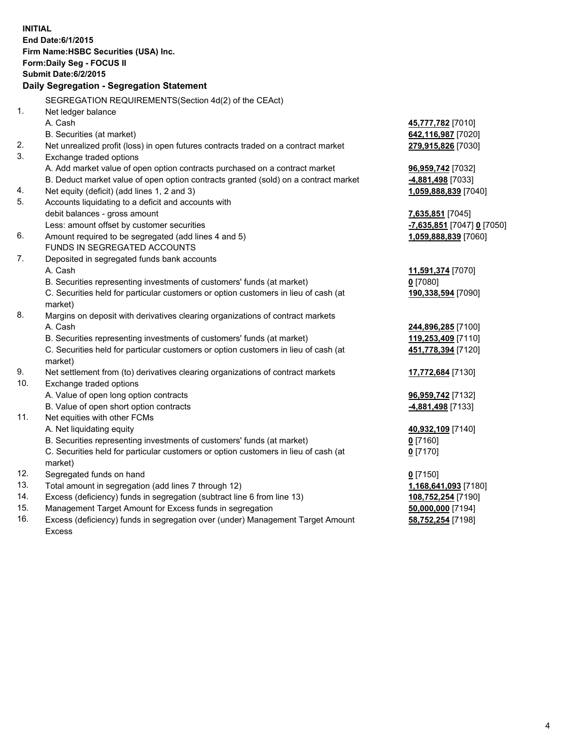**INITIAL**
**End Date:6/1/2015**
**Firm Name:HSBC Securities (USA) Inc.**
**Form:Daily Seg - FOCUS II**
**Submit Date:6/2/2015**

## Daily Segregation - Segregation Statement

SEGREGATION REQUIREMENTS(Section 4d(2) of the CEAct)

| | | |
|---|---|---|
| 1. | Net ledger balance | |
| | A. Cash | **45,777,782** [7010] |
| | B. Securities (at market) | **642,116,987** [7020] |
| 2. | Net unrealized profit (loss) in open futures contracts traded on a contract market | **279,915,826** [7030] |
| 3. | Exchange traded options | |
| | A. Add market value of open option contracts purchased on a contract market | **96,959,742** [7032] |
| | B. Deduct market value of open option contracts granted (sold) on a contract market | **-4,881,498** [7033] |
| 4. | Net equity (deficit) (add lines 1, 2 and 3) | **1,059,888,839** [7040] |
| 5. | Accounts liquidating to a deficit and accounts with | |
| | debit balances - gross amount | **7,635,851** [7045] |
| | Less: amount offset by customer securities | **-7,635,851** [7047] **0** [7050] |
| 6. | Amount required to be segregated (add lines 4 and 5) | **1,059,888,839** [7060] |
| | FUNDS IN SEGREGATED ACCOUNTS | |
| 7. | Deposited in segregated funds bank accounts | |
| | A. Cash | **11,591,374** [7070] |
| | B. Securities representing investments of customers' funds (at market) | **0** [7080] |
| | C. Securities held for particular customers or option customers in lieu of cash (at market) | **190,338,594** [7090] |
| 8. | Margins on deposit with derivatives clearing organizations of contract markets | |
| | A. Cash | **244,896,285** [7100] |
| | B. Securities representing investments of customers' funds (at market) | **119,253,409** [7110] |
| | C. Securities held for particular customers or option customers in lieu of cash (at market) | **451,778,394** [7120] |
| 9. | Net settlement from (to) derivatives clearing organizations of contract markets | **17,772,684** [7130] |
| 10. | Exchange traded options | |
| | A. Value of open long option contracts | **96,959,742** [7132] |
| | B. Value of open short option contracts | **-4,881,498** [7133] |
| 11. | Net equities with other FCMs | |
| | A. Net liquidating equity | **40,932,109** [7140] |
| | B. Securities representing investments of customers' funds (at market) | **0** [7160] |
| | C. Securities held for particular customers or option customers in lieu of cash (at market) | **0** [7170] |
| 12. | Segregated funds on hand | **0** [7150] |
| 13. | Total amount in segregation (add lines 7 through 12) | **1,168,641,093** [7180] |
| 14. | Excess (deficiency) funds in segregation (subtract line 6 from line 13) | **108,752,254** [7190] |
| 15. | Management Target Amount for Excess funds in segregation | **50,000,000** [7194] |
| 16. | Excess (deficiency) funds in segregation over (under) Management Target Amount Excess | **58,752,254** [7198] |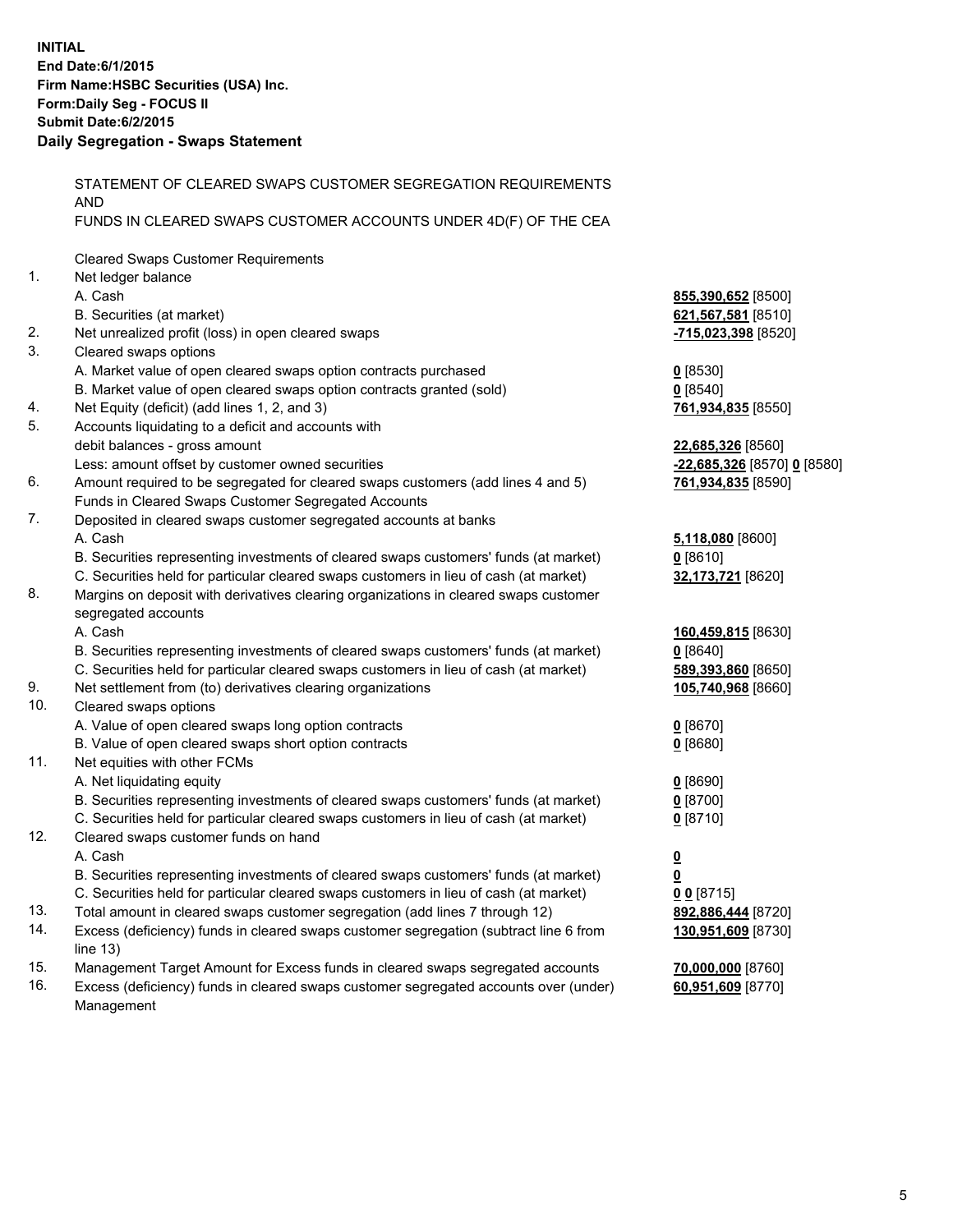**INITIAL**
**End Date:6/1/2015**
**Firm Name:HSBC Securities (USA) Inc.**
**Form:Daily Seg - FOCUS II**
**Submit Date:6/2/2015**
**Daily Segregation - Swaps Statement**

STATEMENT OF CLEARED SWAPS CUSTOMER SEGREGATION REQUIREMENTS AND FUNDS IN CLEARED SWAPS CUSTOMER ACCOUNTS UNDER 4D(F) OF THE CEA

| | | |
|---|---|---|
| | Cleared Swaps Customer Requirements | |
| 1. | Net ledger balance | |
| | A. Cash | 855,390,652 [8500] |
| | B. Securities (at market) | 621,567,581 [8510] |
| 2. | Net unrealized profit (loss) in open cleared swaps | -715,023,398 [8520] |
| 3. | Cleared swaps options | |
| | A. Market value of open cleared swaps option contracts purchased | 0 [8530] |
| | B. Market value of open cleared swaps option contracts granted (sold) | 0 [8540] |
| 4. | Net Equity (deficit) (add lines 1, 2, and 3) | 761,934,835 [8550] |
| 5. | Accounts liquidating to a deficit and accounts with debit balances - gross amount | 22,685,326 [8560] |
| | Less: amount offset by customer owned securities | -22,685,326 [8570] 0 [8580] |
| 6. | Amount required to be segregated for cleared swaps customers (add lines 4 and 5) | 761,934,835 [8590] |
| | Funds in Cleared Swaps Customer Segregated Accounts | |
| 7. | Deposited in cleared swaps customer segregated accounts at banks | |
| | A. Cash | 5,118,080 [8600] |
| | B. Securities representing investments of cleared swaps customers' funds (at market) | 0 [8610] |
| | C. Securities held for particular cleared swaps customers in lieu of cash (at market) | 32,173,721 [8620] |
| 8. | Margins on deposit with derivatives clearing organizations in cleared swaps customer segregated accounts | |
| | A. Cash | 160,459,815 [8630] |
| | B. Securities representing investments of cleared swaps customers' funds (at market) | 0 [8640] |
| | C. Securities held for particular cleared swaps customers in lieu of cash (at market) | 589,393,860 [8650] |
| 9. | Net settlement from (to) derivatives clearing organizations | 105,740,968 [8660] |
| 10. | Cleared swaps options | |
| | A. Value of open cleared swaps long option contracts | 0 [8670] |
| | B. Value of open cleared swaps short option contracts | 0 [8680] |
| 11. | Net equities with other FCMs | |
| | A. Net liquidating equity | 0 [8690] |
| | B. Securities representing investments of cleared swaps customers' funds (at market) | 0 [8700] |
| | C. Securities held for particular cleared swaps customers in lieu of cash (at market) | 0 [8710] |
| 12. | Cleared swaps customer funds on hand | |
| | A. Cash | 0 |
| | B. Securities representing investments of cleared swaps customers' funds (at market) | 0 |
| | C. Securities held for particular cleared swaps customers in lieu of cash (at market) | 0 0 [8715] |
| 13. | Total amount in cleared swaps customer segregation (add lines 7 through 12) | 892,886,444 [8720] |
| 14. | Excess (deficiency) funds in cleared swaps customer segregation (subtract line 6 from line 13) | 130,951,609 [8730] |
| 15. | Management Target Amount for Excess funds in cleared swaps segregated accounts | 70,000,000 [8760] |
| 16. | Excess (deficiency) funds in cleared swaps customer segregated accounts over (under) Management | 60,951,609 [8770] |